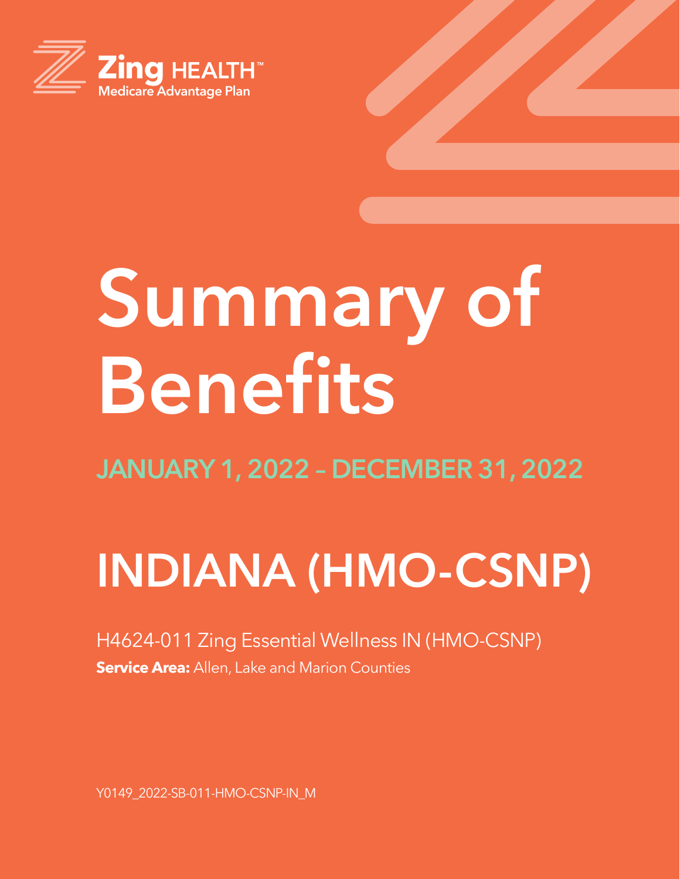**Zing HEALTH™**
**Medicare Advantage Plan**

# Summary of Benefits

## JANUARY 1, 2022 – DECEMBER 31, 2022

# INDIANA (HMO-CSNP)

H4624-011 Zing Essential Wellness IN (HMO-CSNP)

**Service Area:** Allen, Lake and Marion Counties

Y0149_2022-SB-011-HMO-CSNP-IN_M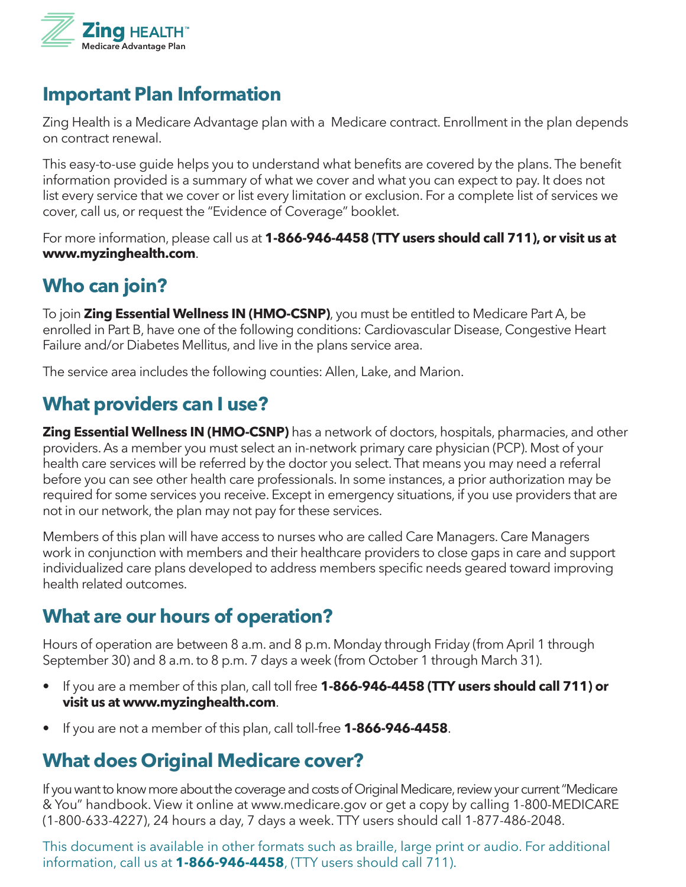## Important Plan Information

Zing Health is a Medicare Advantage plan with a  Medicare contract. Enrollment in the plan depends on contract renewal.

This easy-to-use guide helps you to understand what benefits are covered by the plans. The benefit information provided is a summary of what we cover and what you can expect to pay. It does not list every service that we cover or list every limitation or exclusion. For a complete list of services we cover, call us, or request the "Evidence of Coverage" booklet.

For more information, please call us at **1-866-946-4458 (TTY users should call 711), or visit us at www.myzinghealth.com**.

## Who can join?

To join **Zing Essential Wellness IN (HMO-CSNP)**, you must be entitled to Medicare Part A, be enrolled in Part B, have one of the following conditions: Cardiovascular Disease, Congestive Heart Failure and/or Diabetes Mellitus, and live in the plans service area.

The service area includes the following counties: Allen, Lake, and Marion.

## What providers can I use?

**Zing Essential Wellness IN (HMO-CSNP)** has a network of doctors, hospitals, pharmacies, and other providers. As a member you must select an in-network primary care physician (PCP). Most of your health care services will be referred by the doctor you select. That means you may need a referral before you can see other health care professionals. In some instances, a prior authorization may be required for some services you receive. Except in emergency situations, if you use providers that are not in our network, the plan may not pay for these services.

Members of this plan will have access to nurses who are called Care Managers. Care Managers work in conjunction with members and their healthcare providers to close gaps in care and support individualized care plans developed to address members specific needs geared toward improving health related outcomes.

## What are our hours of operation?

Hours of operation are between 8 a.m. and 8 p.m. Monday through Friday (from April 1 through September 30) and 8 a.m. to 8 p.m. 7 days a week (from October 1 through March 31).

- If you are a member of this plan, call toll free **1-866-946-4458 (TTY users should call 711) or visit us at www.myzinghealth.com**.
- If you are not a member of this plan, call toll-free **1-866-946-4458**.

## What does Original Medicare cover?

If you want to know more about the coverage and costs of Original Medicare, review your current "Medicare & You" handbook. View it online at www.medicare.gov or get a copy by calling 1-800-MEDICARE (1-800-633-4227), 24 hours a day, 7 days a week. TTY users should call 1-877-486-2048.

This document is available in other formats such as braille, large print or audio. For additional information, call us at **1-866-946-4458**, (TTY users should call 711).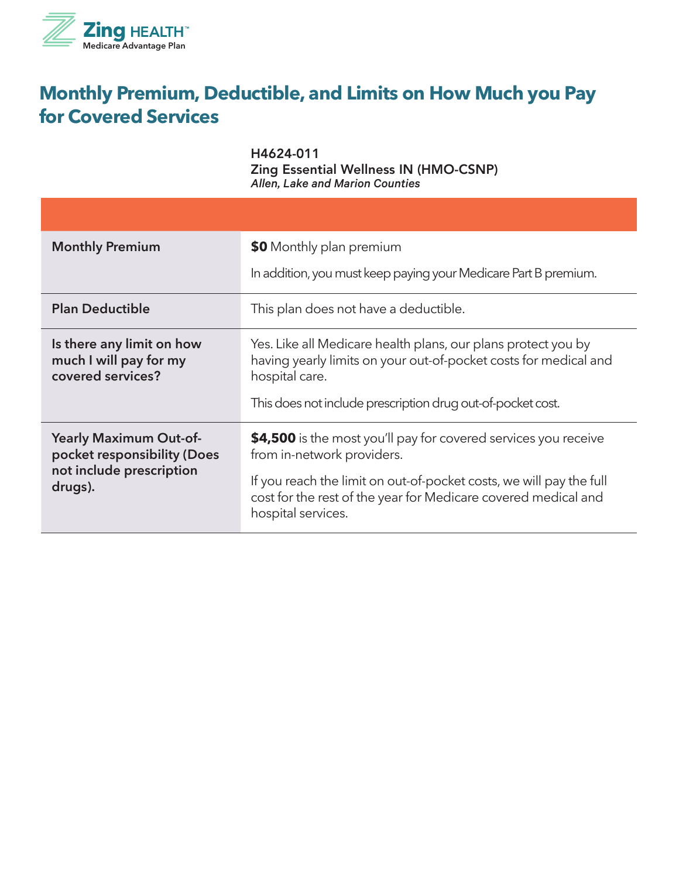# Monthly Premium, Deductible, and Limits on How Much you Pay for Covered Services

| | **H4624-011**<br>**Zing Essential Wellness IN (HMO-CSNP)**<br>***Allen, Lake and Marion Counties*** |
|---|---|
| **Monthly Premium** | **$0** Monthly plan premium<br><br>In addition, you must keep paying your Medicare Part B premium. |
| **Plan Deductible** | This plan does not have a deductible. |
| **Is there any limit on how much I will pay for my covered services?** | Yes. Like all Medicare health plans, our plans protect you by having yearly limits on your out-of-pocket costs for medical and hospital care.<br><br>This does not include prescription drug out-of-pocket cost. |
| **Yearly Maximum Out-of-pocket responsibility (Does not include prescription drugs).** | **$4,500** is the most you'll pay for covered services you receive from in-network providers.<br><br>If you reach the limit on out-of-pocket costs, we will pay the full cost for the rest of the year for Medicare covered medical and hospital services. |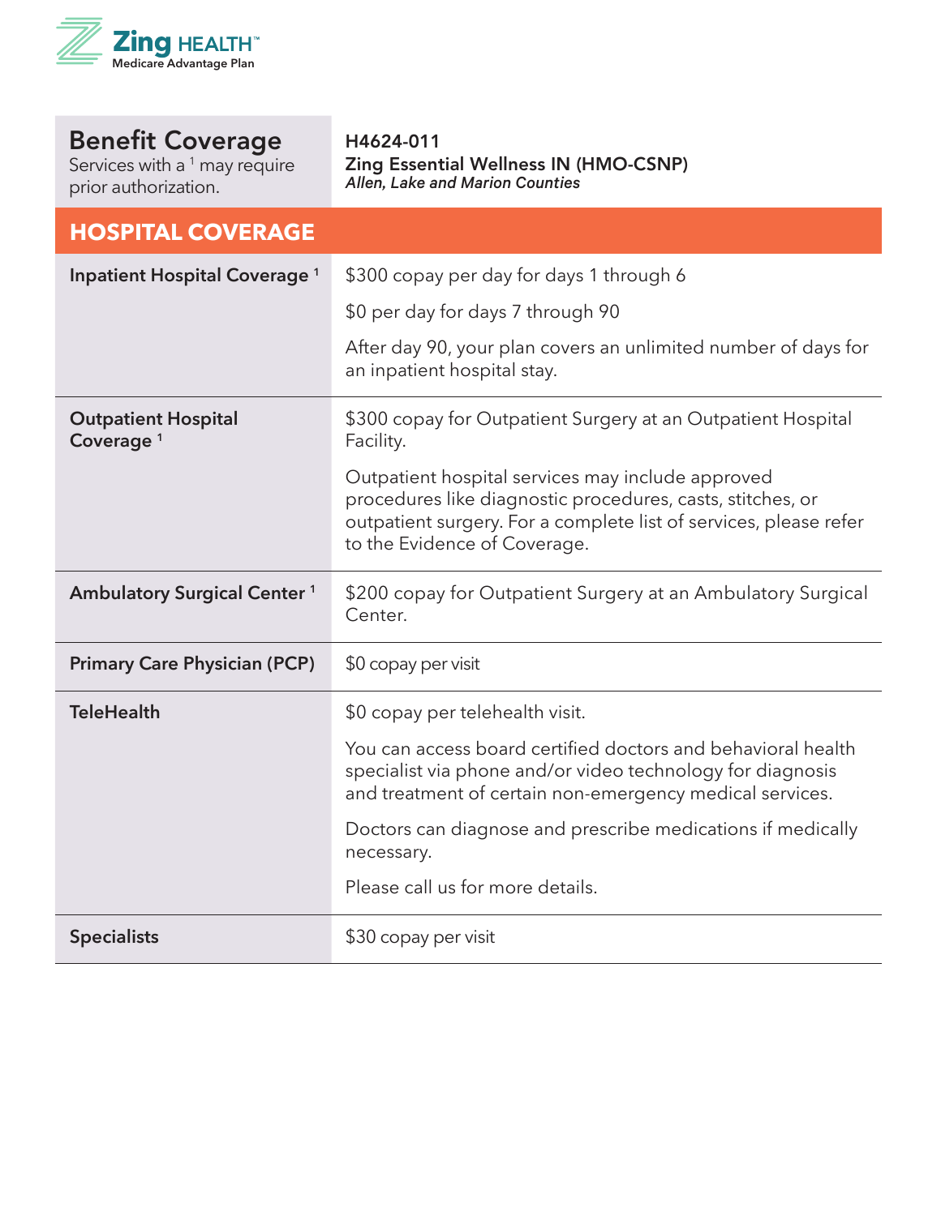| **Benefit Coverage**<br>Services with a [1] may require prior authorization. | **H4624-011**<br>**Zing Essential Wellness IN (HMO-CSNP)**<br>***Allen, Lake and Marion Counties*** |
|---|---|
| **HOSPITAL COVERAGE** | |
| **Inpatient Hospital Coverage** [1] | $300 copay per day for days 1 through 6<br><br>$0 per day for days 7 through 90<br><br>After day 90, your plan covers an unlimited number of days for an inpatient hospital stay. |
| **Outpatient Hospital Coverage** [1] | $300 copay for Outpatient Surgery at an Outpatient Hospital Facility.<br><br>Outpatient hospital services may include approved procedures like diagnostic procedures, casts, stitches, or outpatient surgery. For a complete list of services, please refer to the Evidence of Coverage. |
| **Ambulatory Surgical Center** [1] | $200 copay for Outpatient Surgery at an Ambulatory Surgical Center. |
| **Primary Care Physician (PCP)** | $0 copay per visit |
| **TeleHealth** | $0 copay per telehealth visit.<br><br>You can access board certified doctors and behavioral health specialist via phone and/or video technology for diagnosis and treatment of certain non-emergency medical services.<br><br>Doctors can diagnose and prescribe medications if medically necessary.<br><br>Please call us for more details. |
| **Specialists** | $30 copay per visit |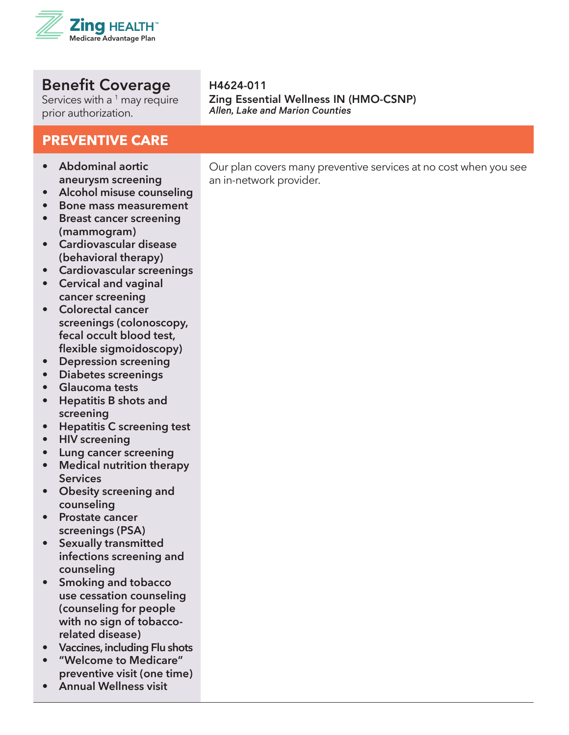**Zing HEALTH™**
Medicare Advantage Plan

## Benefit Coverage

Services with a [1] may require prior authorization.

**H4624-011**
**Zing Essential Wellness IN (HMO-CSNP)**
*Allen, Lake and Marion Counties*

## PREVENTIVE CARE

| Service | Coverage |
| --- | --- |
| • **Abdominal aortic aneurysm screening**<br>• **Alcohol misuse counseling**<br>• **Bone mass measurement**<br>• **Breast cancer screening (mammogram)**<br>• **Cardiovascular disease (behavioral therapy)**<br>• **Cardiovascular screenings**<br>• **Cervical and vaginal cancer screening**<br>• **Colorectal cancer screenings (colonoscopy, fecal occult blood test, flexible sigmoidoscopy)**<br>• **Depression screening**<br>• **Diabetes screenings**<br>• **Glaucoma tests**<br>• **Hepatitis B shots and screening**<br>• **Hepatitis C screening test**<br>• **HIV screening**<br>• **Lung cancer screening**<br>• **Medical nutrition therapy Services**<br>• **Obesity screening and counseling**<br>• **Prostate cancer screenings (PSA)**<br>• **Sexually transmitted infections screening and counseling**<br>• **Smoking and tobacco use cessation counseling (counseling for people with no sign of tobacco-related disease)**<br>• **Vaccines, including Flu shots**<br>• **"Welcome to Medicare" preventive visit (one time)**<br>• **Annual Wellness visit** | Our plan covers many preventive services at no cost when you see an in-network provider. |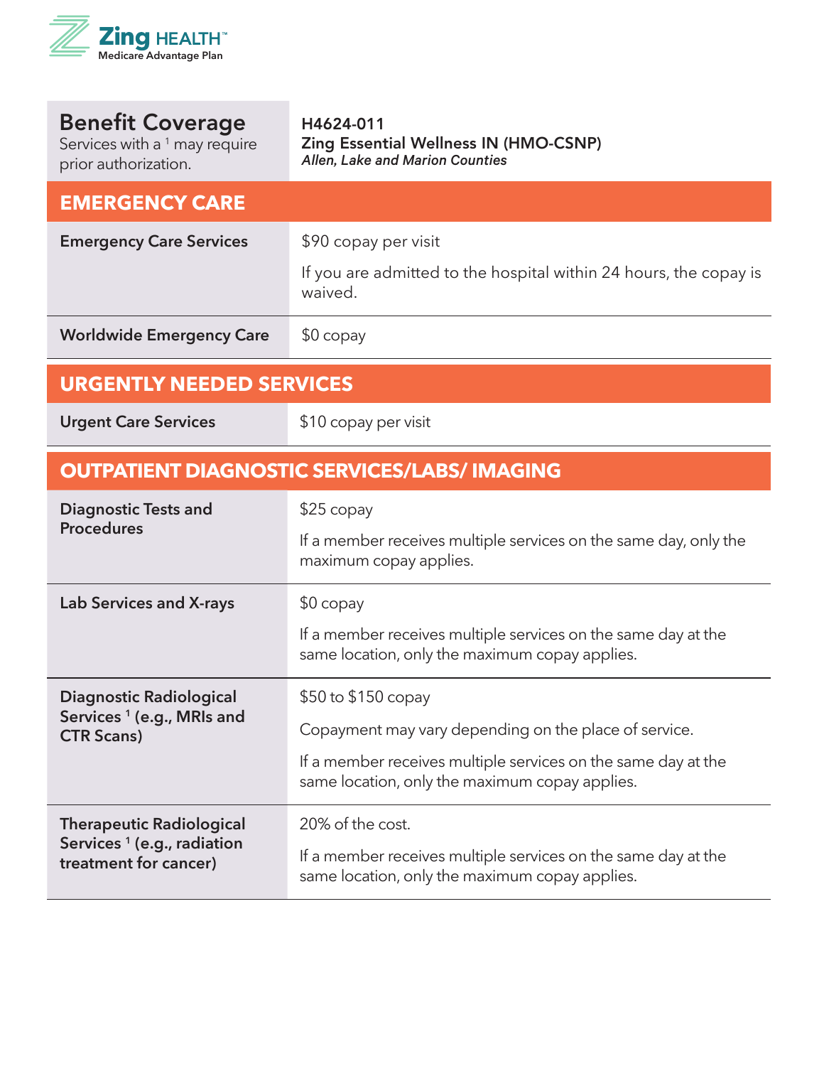| **Benefit Coverage** Services with a [1] may require prior authorization. | **H4624-011** **Zing Essential Wellness IN (HMO-CSNP)** ***Allen, Lake and Marion Counties*** |
| --- | --- |
| **EMERGENCY CARE** | |
| **Emergency Care Services** | $90 copay per visit<br><br>If you are admitted to the hospital within 24 hours, the copay is waived. |
| **Worldwide Emergency Care** | $0 copay |
| **URGENTLY NEEDED SERVICES** | |
| **Urgent Care Services** | $10 copay per visit |
| **OUTPATIENT DIAGNOSTIC SERVICES/LABS/ IMAGING** | |
| **Diagnostic Tests and Procedures** | $25 copay<br><br>If a member receives multiple services on the same day, only the maximum copay applies. |
| **Lab Services and X-rays** | $0 copay<br><br>If a member receives multiple services on the same day at the same location, only the maximum copay applies. |
| **Diagnostic Radiological Services [1] (e.g., MRIs and CTR Scans)** | $50 to $150 copay<br><br>Copayment may vary depending on the place of service.<br><br>If a member receives multiple services on the same day at the same location, only the maximum copay applies. |
| **Therapeutic Radiological Services [1] (e.g., radiation treatment for cancer)** | 20% of the cost.<br><br>If a member receives multiple services on the same day at the same location, only the maximum copay applies. |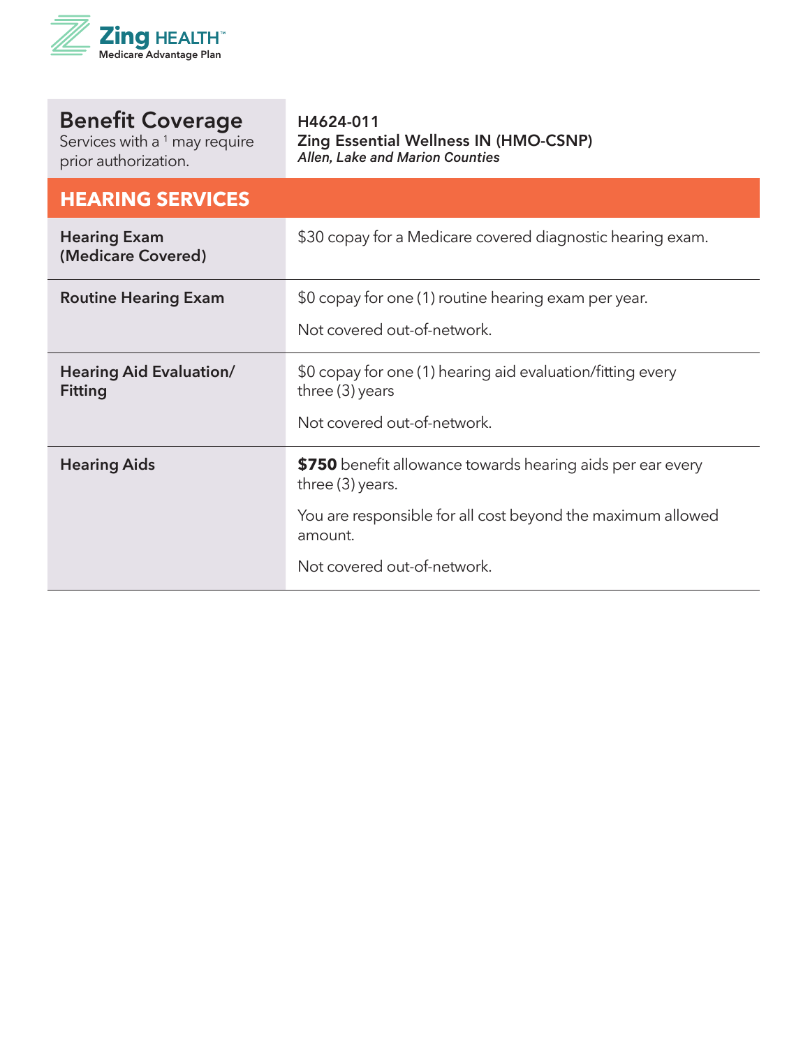| Benefit Coverage<br>Services with a [1] may require prior authorization. | H4624-011<br>**Zing Essential Wellness IN (HMO-CSNP)**<br>*Allen, Lake and Marion Counties* |
|---|---|
| **HEARING SERVICES** | |
| **Hearing Exam (Medicare Covered)** | $30 copay for a Medicare covered diagnostic hearing exam. |
| **Routine Hearing Exam** | $0 copay for one (1) routine hearing exam per year.<br><br>Not covered out-of-network. |
| **Hearing Aid Evaluation/ Fitting** | $0 copay for one (1) hearing aid evaluation/fitting every three (3) years<br><br>Not covered out-of-network. |
| **Hearing Aids** | **$750** benefit allowance towards hearing aids per ear every three (3) years.<br><br>You are responsible for all cost beyond the maximum allowed amount.<br><br>Not covered out-of-network. |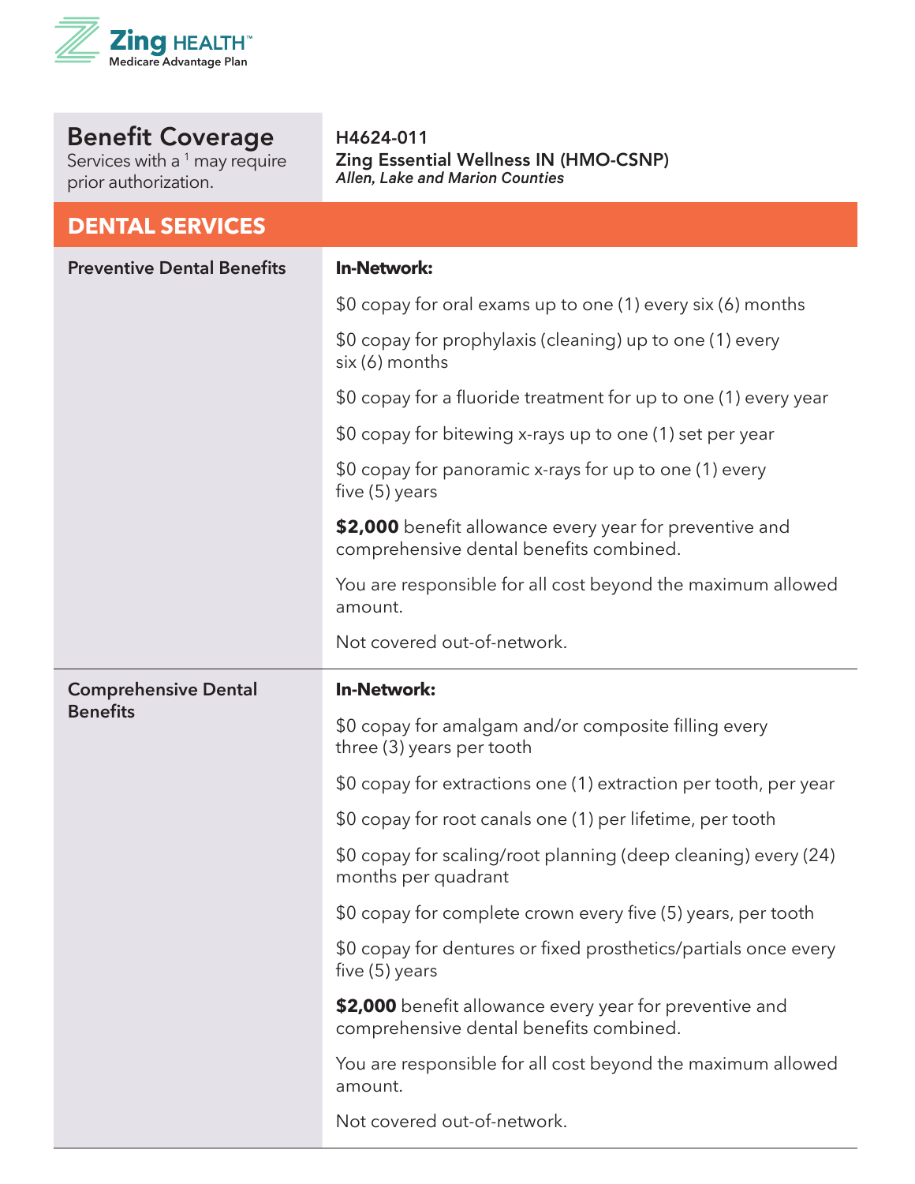| Benefit Coverage<br>Services with a [1] may require prior authorization. | **H4624-011**<br>**Zing Essential Wellness IN (HMO-CSNP)**<br>***Allen, Lake and Marion Counties*** |
|---|---|
| **DENTAL SERVICES** | |
| **Preventive Dental Benefits** | **In-Network:**<br>$0 copay for oral exams up to one (1) every six (6) months<br>$0 copay for prophylaxis (cleaning) up to one (1) every six (6) months<br>$0 copay for a fluoride treatment for up to one (1) every year<br>$0 copay for bitewing x-rays up to one (1) set per year<br>$0 copay for panoramic x-rays for up to one (1) every five (5) years<br>**$2,000** benefit allowance every year for preventive and comprehensive dental benefits combined.<br>You are responsible for all cost beyond the maximum allowed amount.<br>Not covered out-of-network. |
| **Comprehensive Dental Benefits** | **In-Network:**<br>$0 copay for amalgam and/or composite filling every three (3) years per tooth<br>$0 copay for extractions one (1) extraction per tooth, per year<br>$0 copay for root canals one (1) per lifetime, per tooth<br>$0 copay for scaling/root planning (deep cleaning) every (24) months per quadrant<br>$0 copay for complete crown every five (5) years, per tooth<br>$0 copay for dentures or fixed prosthetics/partials once every five (5) years<br>**$2,000** benefit allowance every year for preventive and comprehensive dental benefits combined.<br>You are responsible for all cost beyond the maximum allowed amount.<br>Not covered out-of-network. |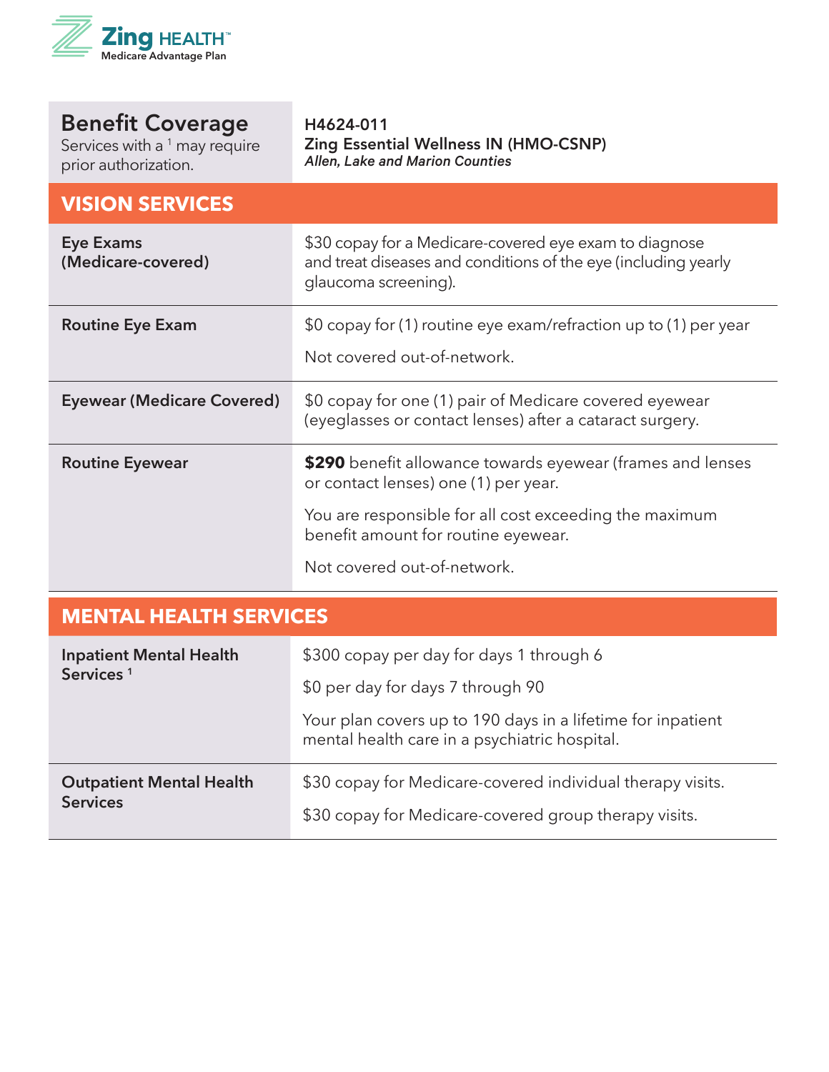| Benefit Coverage<br>Services with a [1] may require prior authorization. | **H4624-011**<br>**Zing Essential Wellness IN (HMO-CSNP)**<br>***Allen, Lake and Marion Counties*** |
|---|---|
| **VISION SERVICES** | |
| **Eye Exams (Medicare-covered)** | $30 copay for a Medicare-covered eye exam to diagnose and treat diseases and conditions of the eye (including yearly glaucoma screening). |
| **Routine Eye Exam** | $0 copay for (1) routine eye exam/refraction up to (1) per year<br><br>Not covered out-of-network. |
| **Eyewear (Medicare Covered)** | $0 copay for one (1) pair of Medicare covered eyewear (eyeglasses or contact lenses) after a cataract surgery. |
| **Routine Eyewear** | **$290** benefit allowance towards eyewear (frames and lenses or contact lenses) one (1) per year.<br><br>You are responsible for all cost exceeding the maximum benefit amount for routine eyewear.<br><br>Not covered out-of-network. |
| **MENTAL HEALTH SERVICES** | |
| **Inpatient Mental Health Services** [1] | $300 copay per day for days 1 through 6<br><br>$0 per day for days 7 through 90<br><br>Your plan covers up to 190 days in a lifetime for inpatient mental health care in a psychiatric hospital. |
| **Outpatient Mental Health Services** | $30 copay for Medicare-covered individual therapy visits.<br><br>$30 copay for Medicare-covered group therapy visits. |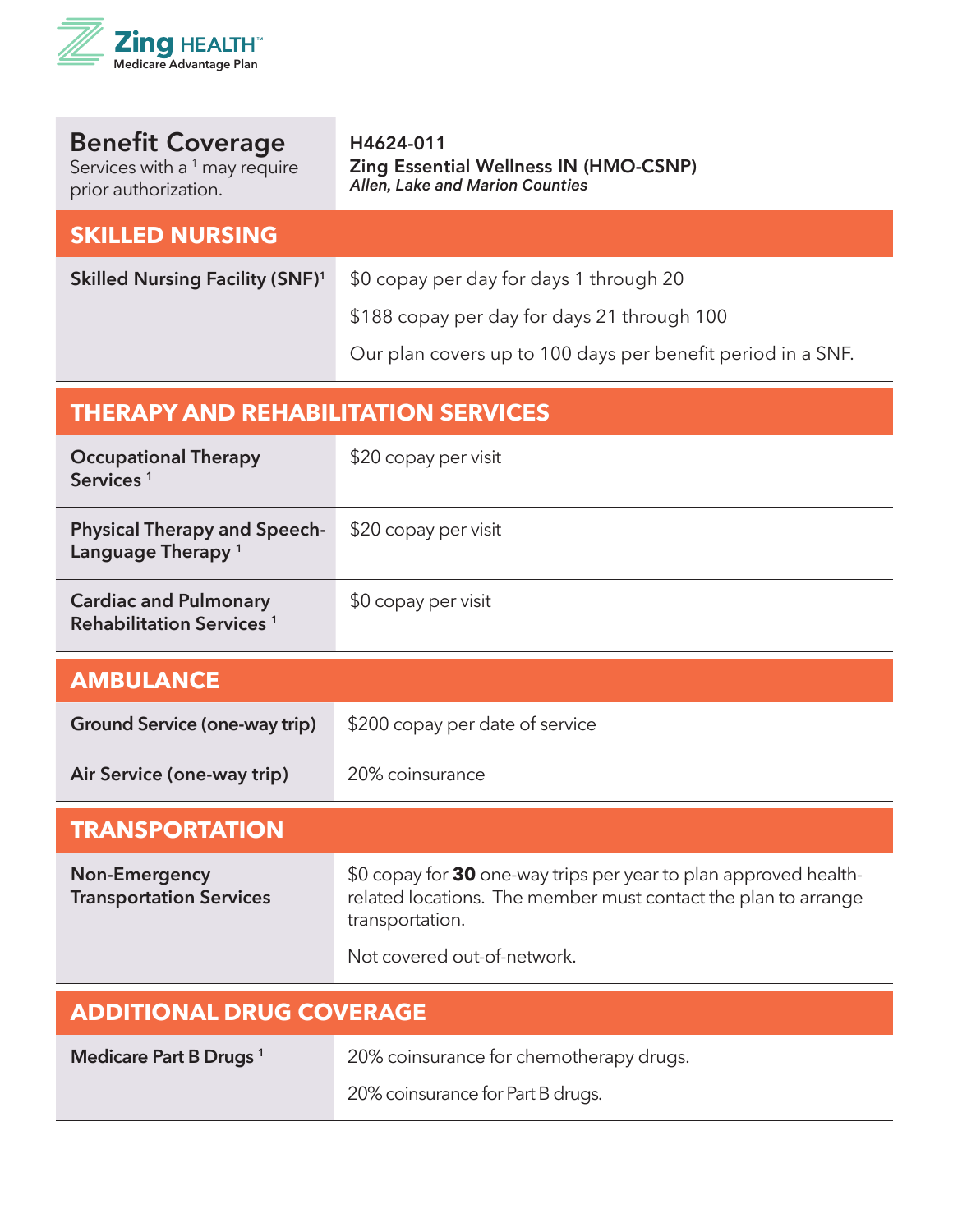| Benefit Coverage<br>Services with a [1] may require prior authorization. | H4624-011<br>**Zing Essential Wellness IN (HMO-CSNP)**<br>*Allen, Lake and Marion Counties* |
|---|---|
| **SKILLED NURSING** | |
| **Skilled Nursing Facility (SNF)**[1] | $0 copay per day for days 1 through 20<br><br>$188 copay per day for days 21 through 100<br><br>Our plan covers up to 100 days per benefit period in a SNF. |
| **THERAPY AND REHABILITATION SERVICES** | |
| **Occupational Therapy Services** [1] | $20 copay per visit |
| **Physical Therapy and Speech-Language Therapy** [1] | $20 copay per visit |
| **Cardiac and Pulmonary Rehabilitation Services** [1] | $0 copay per visit |
| **AMBULANCE** | |
| **Ground Service (one-way trip)** | $200 copay per date of service |
| **Air Service (one-way trip)** | 20% coinsurance |
| **TRANSPORTATION** | |
| **Non-Emergency Transportation Services** | $0 copay for **30** one-way trips per year to plan approved health-related locations. The member must contact the plan to arrange transportation.<br><br>Not covered out-of-network. |
| **ADDITIONAL DRUG COVERAGE** | |
| **Medicare Part B Drugs** [1] | 20% coinsurance for chemotherapy drugs.<br><br>20% coinsurance for Part B drugs. |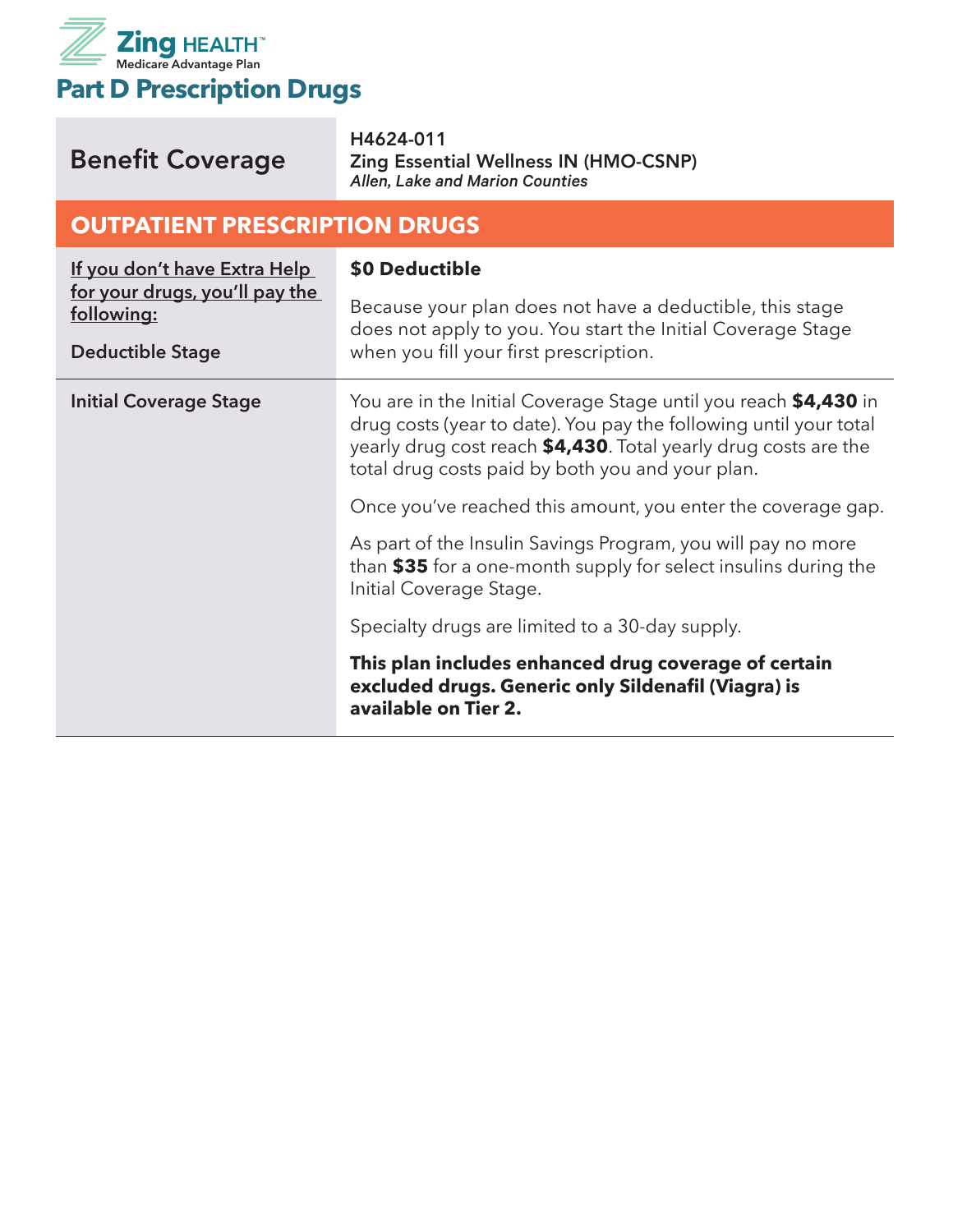Zing HEALTH™
Medicare Advantage Plan

# Part D Prescription Drugs

| Benefit Coverage | H4624-011<br>**Zing Essential Wellness IN (HMO-CSNP)**<br>*Allen, Lake and Marion Counties* |
|---|---|
| **OUTPATIENT PRESCRIPTION DRUGS** | |
| If you don't have Extra Help for your drugs, you'll pay the following:<br><br>Deductible Stage | **$0 Deductible**<br><br>Because your plan does not have a deductible, this stage does not apply to you. You start the Initial Coverage Stage when you fill your first prescription. |
| Initial Coverage Stage | You are in the Initial Coverage Stage until you reach **$4,430** in drug costs (year to date). You pay the following until your total yearly drug cost reach **$4,430**. Total yearly drug costs are the total drug costs paid by both you and your plan.<br><br>Once you've reached this amount, you enter the coverage gap.<br><br>As part of the Insulin Savings Program, you will pay no more than **$35** for a one-month supply for select insulins during the Initial Coverage Stage.<br><br>Specialty drugs are limited to a 30-day supply.<br><br>**This plan includes enhanced drug coverage of certain excluded drugs. Generic only Sildenafil (Viagra) is available on Tier 2.** |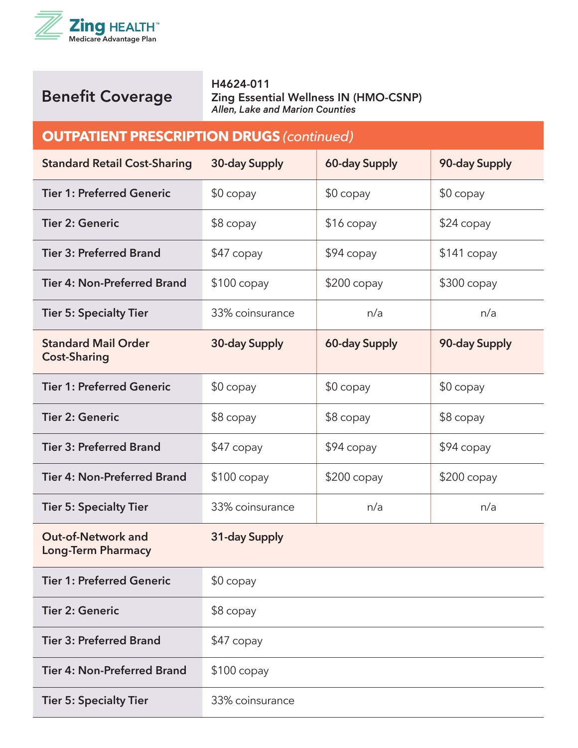| Benefit Coverage | H4624-011<br>Zing Essential Wellness IN (HMO-CSNP)<br>*Allen, Lake and Marion Counties* | | |
|---|---|---|---|
| **OUTPATIENT PRESCRIPTION DRUGS** *(continued)* | | | |
| **Standard Retail Cost-Sharing** | **30-day Supply** | **60-day Supply** | **90-day Supply** |
| **Tier 1: Preferred Generic** | $0 copay | $0 copay | $0 copay |
| **Tier 2: Generic** | $8 copay | $16 copay | $24 copay |
| **Tier 3: Preferred Brand** | $47 copay | $94 copay | $141 copay |
| **Tier 4: Non-Preferred Brand** | $100 copay | $200 copay | $300 copay |
| **Tier 5: Specialty Tier** | 33% coinsurance | n/a | n/a |
| **Standard Mail Order Cost-Sharing** | **30-day Supply** | **60-day Supply** | **90-day Supply** |
| **Tier 1: Preferred Generic** | $0 copay | $0 copay | $0 copay |
| **Tier 2: Generic** | $8 copay | $8 copay | $8 copay |
| **Tier 3: Preferred Brand** | $47 copay | $94 copay | $94 copay |
| **Tier 4: Non-Preferred Brand** | $100 copay | $200 copay | $200 copay |
| **Tier 5: Specialty Tier** | 33% coinsurance | n/a | n/a |
| **Out-of-Network and Long-Term Pharmacy** | **31-day Supply** | | |
| **Tier 1: Preferred Generic** | $0 copay | | |
| **Tier 2: Generic** | $8 copay | | |
| **Tier 3: Preferred Brand** | $47 copay | | |
| **Tier 4: Non-Preferred Brand** | $100 copay | | |
| **Tier 5: Specialty Tier** | 33% coinsurance | | |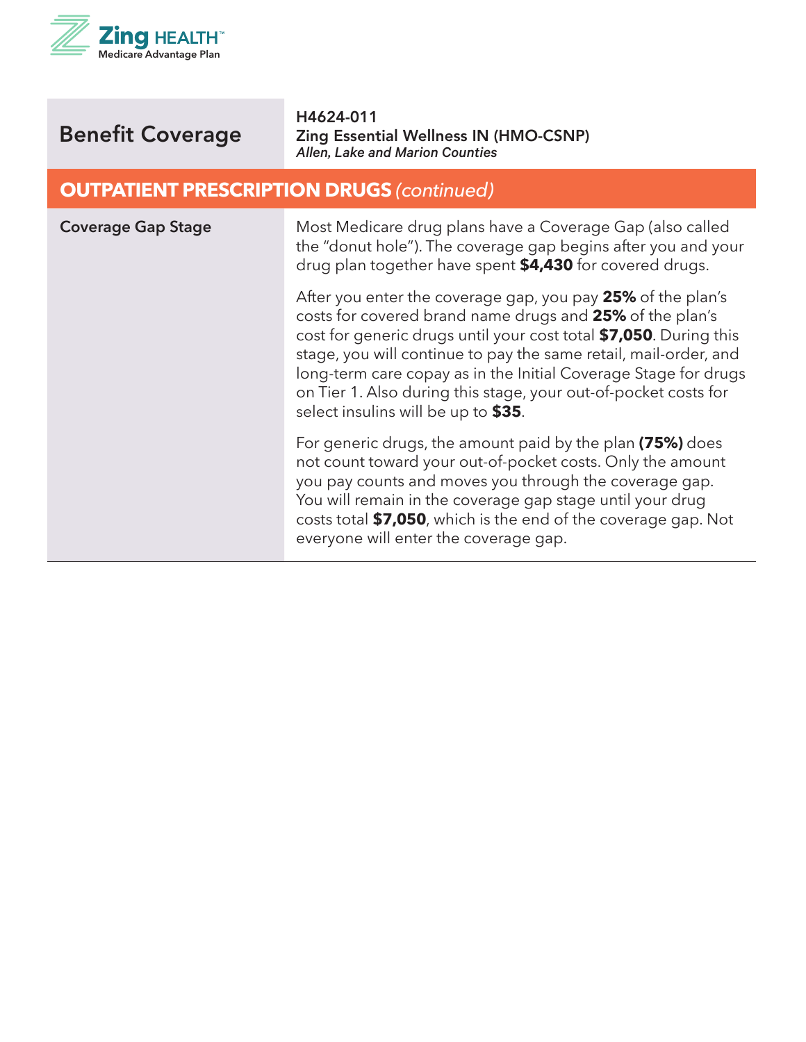| Benefit Coverage | H4624-011<br>Zing Essential Wellness IN (HMO-CSNP)<br>*Allen, Lake and Marion Counties* |
|---|---|
| **OUTPATIENT PRESCRIPTION DRUGS** *(continued)* | |
| Coverage Gap Stage | Most Medicare drug plans have a Coverage Gap (also called the "donut hole"). The coverage gap begins after you and your drug plan together have spent **$4,430** for covered drugs.<br><br>After you enter the coverage gap, you pay **25%** of the plan's costs for covered brand name drugs and **25%** of the plan's cost for generic drugs until your cost total **$7,050**. During this stage, you will continue to pay the same retail, mail-order, and long-term care copay as in the Initial Coverage Stage for drugs on Tier 1. Also during this stage, your out-of-pocket costs for select insulins will be up to **$35**.<br><br>For generic drugs, the amount paid by the plan **(75%)** does not count toward your out-of-pocket costs. Only the amount you pay counts and moves you through the coverage gap. You will remain in the coverage gap stage until your drug costs total **$7,050**, which is the end of the coverage gap. Not everyone will enter the coverage gap. |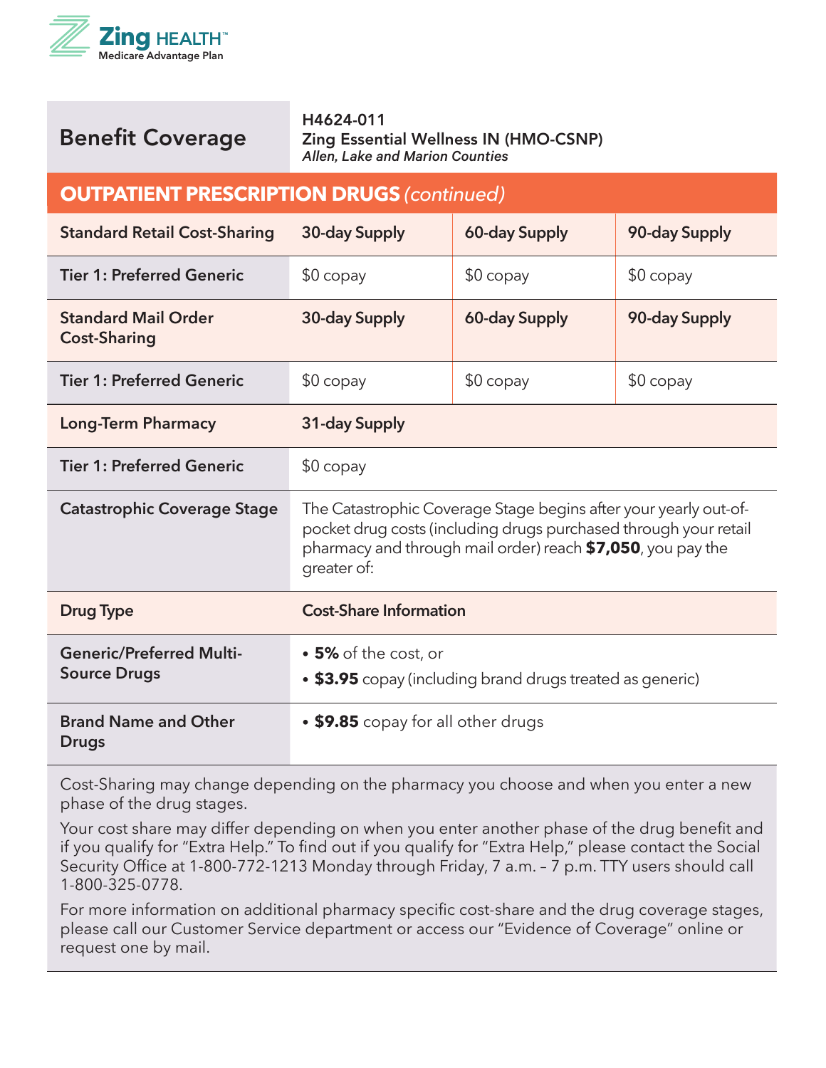# Benefit Coverage

**H4624-011**
**Zing Essential Wellness IN (HMO-CSNP)**
*Allen, Lake and Marion Counties*

## OUTPATIENT PRESCRIPTION DRUGS *(continued)*

| Standard Retail Cost-Sharing | 30-day Supply | 60-day Supply | 90-day Supply |
|---|---|---|---|
| Tier 1: Preferred Generic | $0 copay | $0 copay | $0 copay |

| Standard Mail Order Cost-Sharing | 30-day Supply | 60-day Supply | 90-day Supply |
|---|---|---|---|
| Tier 1: Preferred Generic | $0 copay | $0 copay | $0 copay |

| Long-Term Pharmacy | 31-day Supply |
|---|---|
| Tier 1: Preferred Generic | $0 copay |

| Catastrophic Coverage Stage | The Catastrophic Coverage Stage begins after your yearly out-of-pocket drug costs (including drugs purchased through your retail pharmacy and through mail order) reach **$7,050**, you pay the greater of: |
|---|---|
| **Drug Type** | **Cost-Share Information** |
| Generic/Preferred Multi-Source Drugs | • **5%** of the cost, or<br>• **$3.95** copay (including brand drugs treated as generic) |
| Brand Name and Other Drugs | • **$9.85** copay for all other drugs |

Cost-Sharing may change depending on the pharmacy you choose and when you enter a new phase of the drug stages.

Your cost share may differ depending on when you enter another phase of the drug benefit and if you qualify for "Extra Help." To find out if you qualify for "Extra Help," please contact the Social Security Office at 1-800-772-1213 Monday through Friday, 7 a.m. – 7 p.m. TTY users should call 1-800-325-0778.

For more information on additional pharmacy specific cost-share and the drug coverage stages, please call our Customer Service department or access our "Evidence of Coverage" online or request one by mail.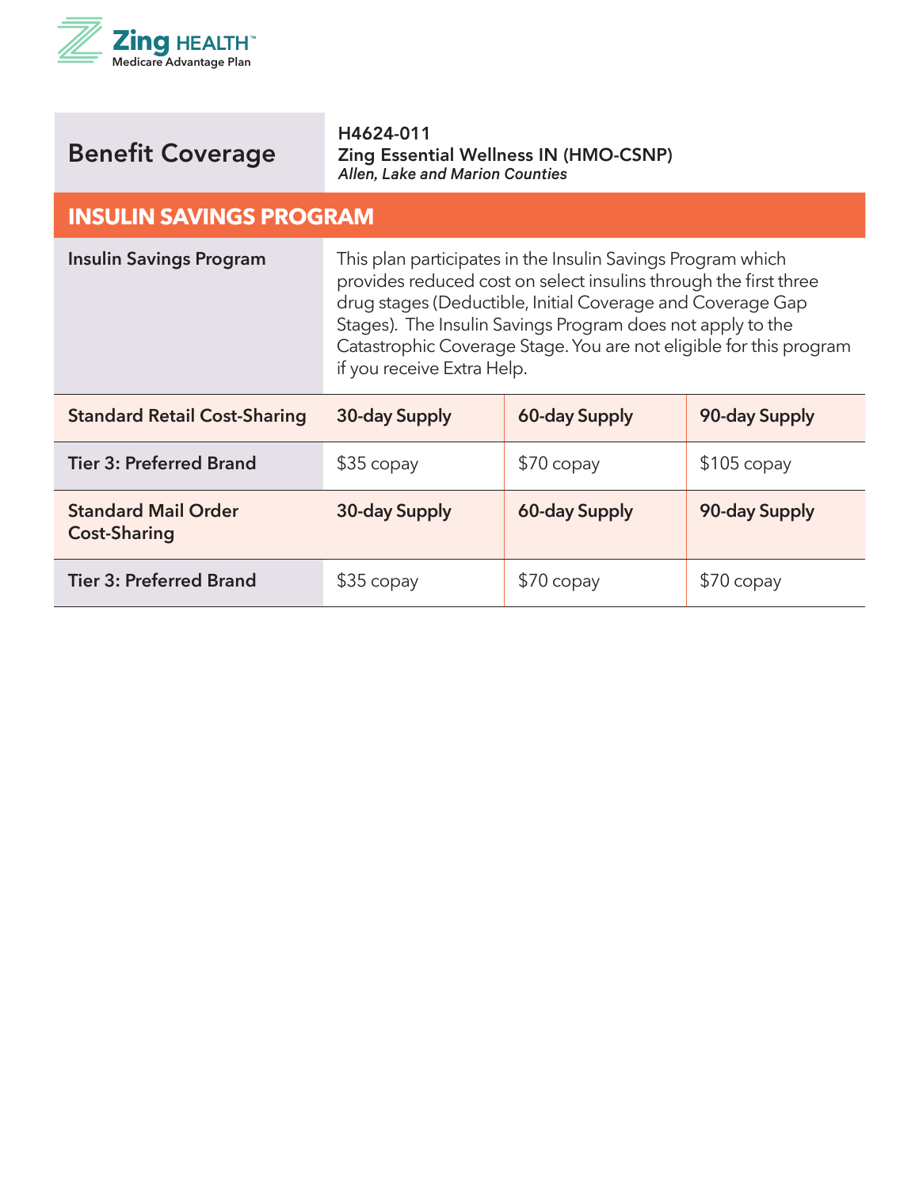| Benefit Coverage | H4624-011<br>**Zing Essential Wellness IN (HMO-CSNP)**<br>*Allen, Lake and Marion Counties* | | |
|---|---|---|---|
| **INSULIN SAVINGS PROGRAM** | | | |
| **Insulin Savings Program** | This plan participates in the Insulin Savings Program which provides reduced cost on select insulins through the first three drug stages (Deductible, Initial Coverage and Coverage Gap Stages). The Insulin Savings Program does not apply to the Catastrophic Coverage Stage. You are not eligible for this program if you receive Extra Help. | | |
| **Standard Retail Cost-Sharing** | **30-day Supply** | **60-day Supply** | **90-day Supply** |
| **Tier 3: Preferred Brand** | $35 copay | $70 copay | $105 copay |
| **Standard Mail Order Cost-Sharing** | **30-day Supply** | **60-day Supply** | **90-day Supply** |
| **Tier 3: Preferred Brand** | $35 copay | $70 copay | $70 copay |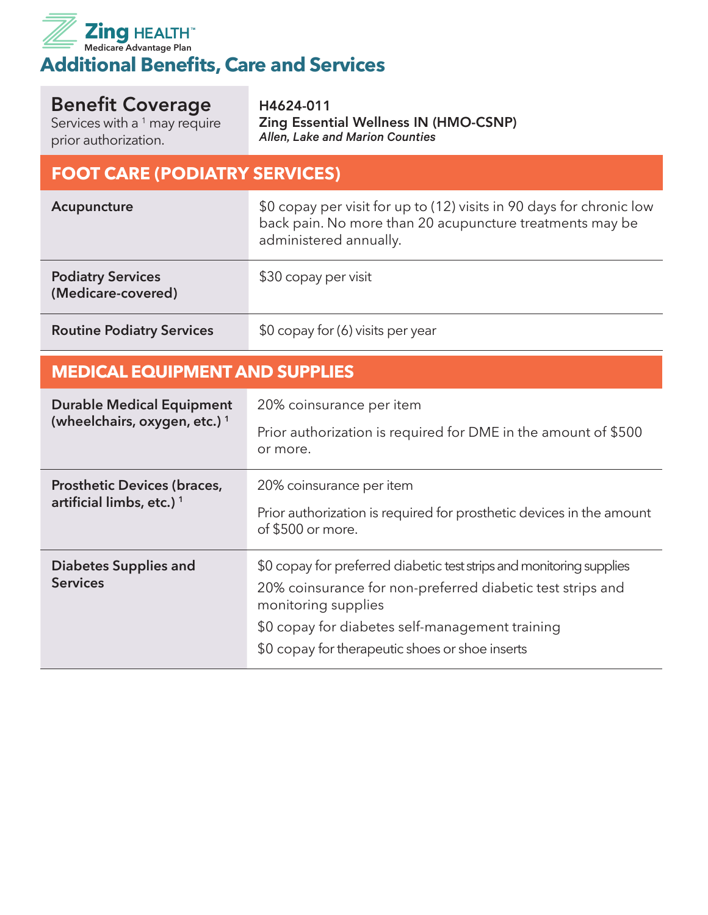Zing HEALTH™
Medicare Advantage Plan

# Additional Benefits, Care and Services

| **Benefit Coverage**<br>Services with a [1] may require prior authorization. | **H4624-011**<br>**Zing Essential Wellness IN (HMO-CSNP)**<br>***Allen, Lake and Marion Counties*** |
|---|---|
| **FOOT CARE (PODIATRY SERVICES)** | |
| **Acupuncture** | $0 copay per visit for up to (12) visits in 90 days for chronic low back pain. No more than 20 acupuncture treatments may be administered annually. |
| **Podiatry Services (Medicare-covered)** | $30 copay per visit |
| **Routine Podiatry Services** | $0 copay for (6) visits per year |
| **MEDICAL EQUIPMENT AND SUPPLIES** | |
| **Durable Medical Equipment (wheelchairs, oxygen, etc.)** [1] | 20% coinsurance per item<br>Prior authorization is required for DME in the amount of $500 or more. |
| **Prosthetic Devices (braces, artificial limbs, etc.)** [1] | 20% coinsurance per item<br>Prior authorization is required for prosthetic devices in the amount of $500 or more. |
| **Diabetes Supplies and Services** | $0 copay for preferred diabetic test strips and monitoring supplies<br>20% coinsurance for non-preferred diabetic test strips and monitoring supplies<br>$0 copay for diabetes self-management training<br>$0 copay for therapeutic shoes or shoe inserts |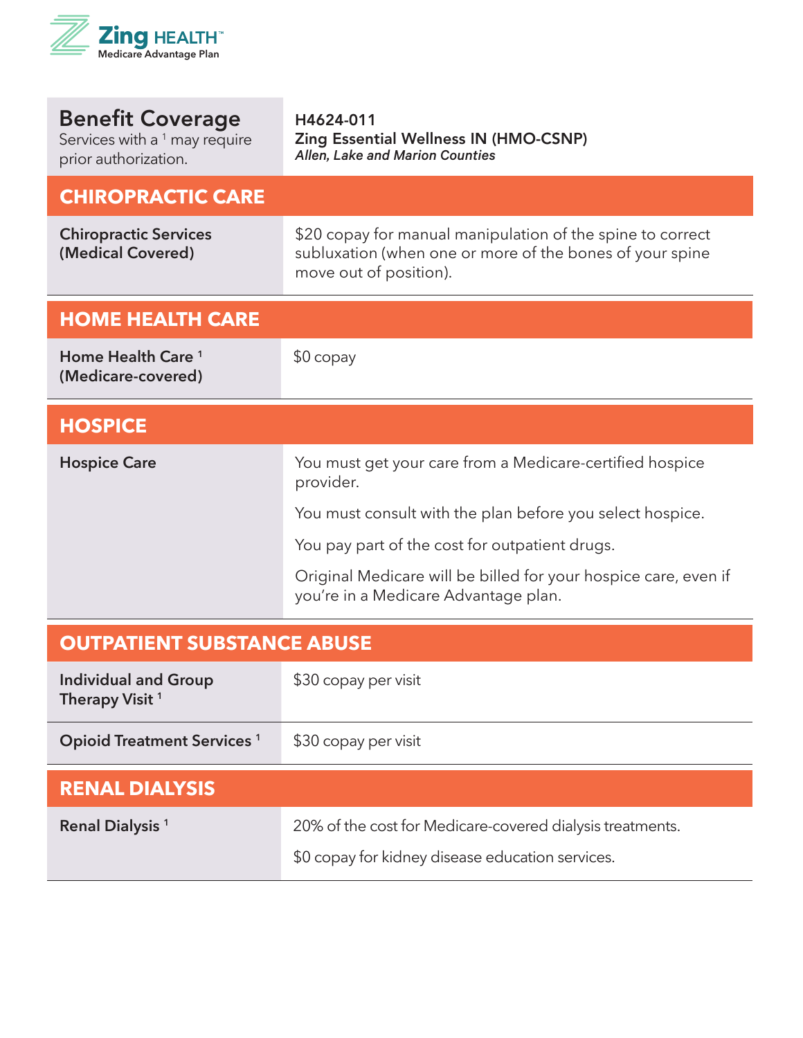| Benefit Coverage<br>Services with a [1] may require prior authorization. | H4624-011<br>**Zing Essential Wellness IN (HMO-CSNP)**<br>*Allen, Lake and Marion Counties* |
|---|---|
| **CHIROPRACTIC CARE** | |
| **Chiropractic Services (Medical Covered)** | $20 copay for manual manipulation of the spine to correct subluxation (when one or more of the bones of your spine move out of position). |
| **HOME HEALTH CARE** | |
| **Home Health Care [1] (Medicare-covered)** | $0 copay |
| **HOSPICE** | |
| **Hospice Care** | You must get your care from a Medicare-certified hospice provider.<br>You must consult with the plan before you select hospice.<br>You pay part of the cost for outpatient drugs.<br>Original Medicare will be billed for your hospice care, even if you're in a Medicare Advantage plan. |
| **OUTPATIENT SUBSTANCE ABUSE** | |
| **Individual and Group Therapy Visit [1]** | $30 copay per visit |
| **Opioid Treatment Services [1]** | $30 copay per visit |
| **RENAL DIALYSIS** | |
| **Renal Dialysis [1]** | 20% of the cost for Medicare-covered dialysis treatments.<br>$0 copay for kidney disease education services. |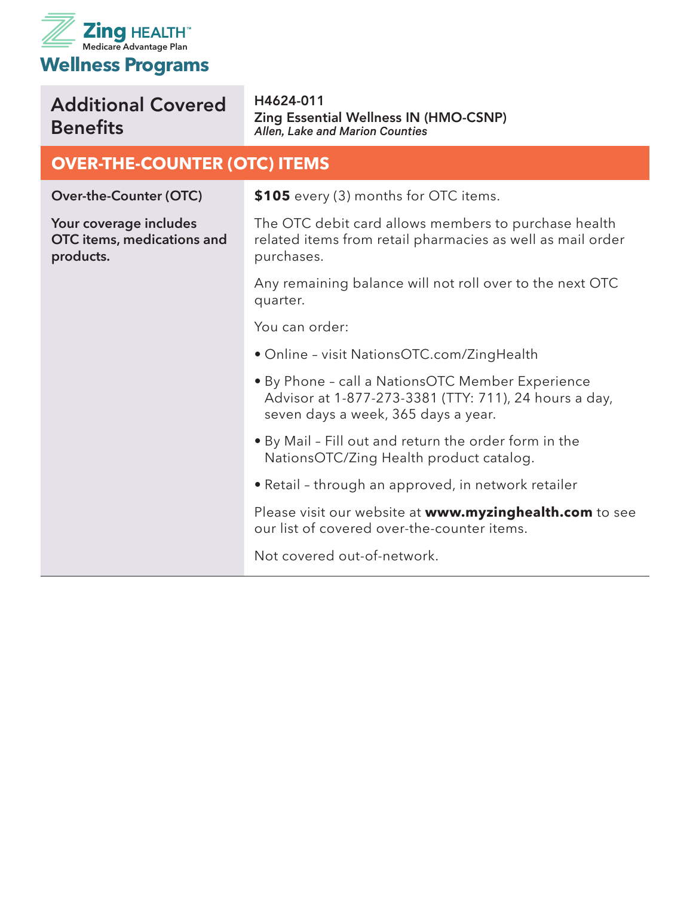Zing HEALTH™
Medicare Advantage Plan

# Wellness Programs

| Additional Covered Benefits | **H4624-011**<br>**Zing Essential Wellness IN (HMO-CSNP)**<br>***Allen, Lake and Marion Counties*** |
|---|---|

## OVER-THE-COUNTER (OTC) ITEMS

| | |
|---|---|
| **Over-the-Counter (OTC)**<br><br>**Your coverage includes OTC items, medications and products.** | **$105** every (3) months for OTC items.<br><br>The OTC debit card allows members to purchase health related items from retail pharmacies as well as mail order purchases.<br><br>Any remaining balance will not roll over to the next OTC quarter.<br><br>You can order:<br><br>• Online – visit NationsOTC.com/ZingHealth<br><br>• By Phone – call a NationsOTC Member Experience Advisor at 1-877-273-3381 (TTY: 711), 24 hours a day, seven days a week, 365 days a year.<br><br>• By Mail – Fill out and return the order form in the NationsOTC/Zing Health product catalog.<br><br>• Retail – through an approved, in network retailer<br><br>Please visit our website at **www.myzinghealth.com** to see our list of covered over-the-counter items.<br><br>Not covered out-of-network. |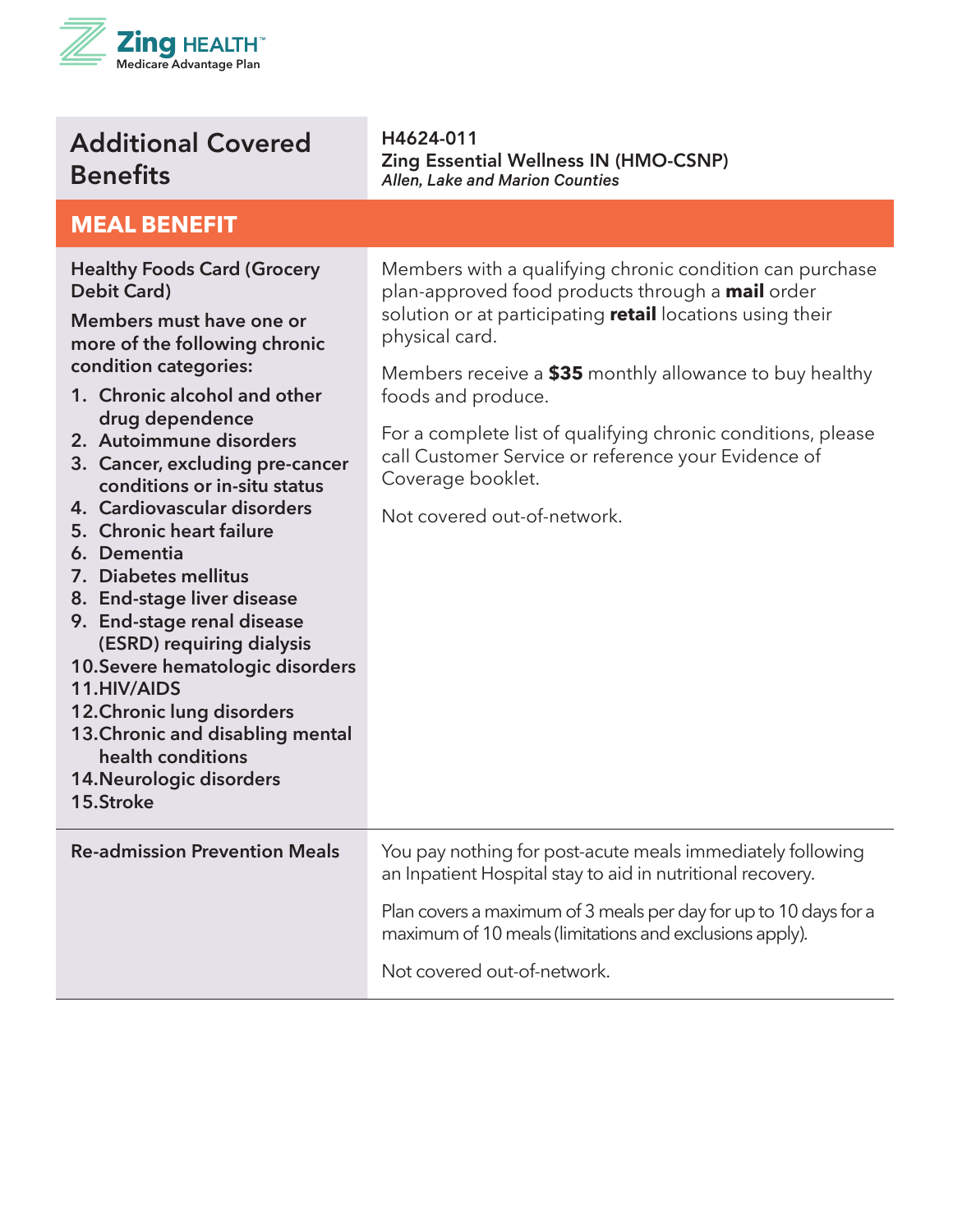Zing HEALTH™
Medicare Advantage Plan

| Additional Covered Benefits | **H4624-011**<br>**Zing Essential Wellness IN (HMO-CSNP)**<br>***Allen, Lake and Marion Counties*** |
|---|---|
| **MEAL BENEFIT** | |
| **Healthy Foods Card (Grocery Debit Card)**<br><br>**Members must have one or more of the following chronic condition categories:**<br>**1. Chronic alcohol and other drug dependence**<br>**2. Autoimmune disorders**<br>**3. Cancer, excluding pre-cancer conditions or in-situ status**<br>**4. Cardiovascular disorders**<br>**5. Chronic heart failure**<br>**6. Dementia**<br>**7. Diabetes mellitus**<br>**8. End-stage liver disease**<br>**9. End-stage renal disease (ESRD) requiring dialysis**<br>**10. Severe hematologic disorders**<br>**11. HIV/AIDS**<br>**12. Chronic lung disorders**<br>**13. Chronic and disabling mental health conditions**<br>**14. Neurologic disorders**<br>**15. Stroke** | Members with a qualifying chronic condition can purchase plan-approved food products through a **mail** order solution or at participating **retail** locations using their physical card.<br><br>Members receive a **$35** monthly allowance to buy healthy foods and produce.<br><br>For a complete list of qualifying chronic conditions, please call Customer Service or reference your Evidence of Coverage booklet.<br><br>Not covered out-of-network. |
| **Re-admission Prevention Meals** | You pay nothing for post-acute meals immediately following an Inpatient Hospital stay to aid in nutritional recovery.<br><br>Plan covers a maximum of 3 meals per day for up to 10 days for a maximum of 10 meals (limitations and exclusions apply).<br><br>Not covered out-of-network. |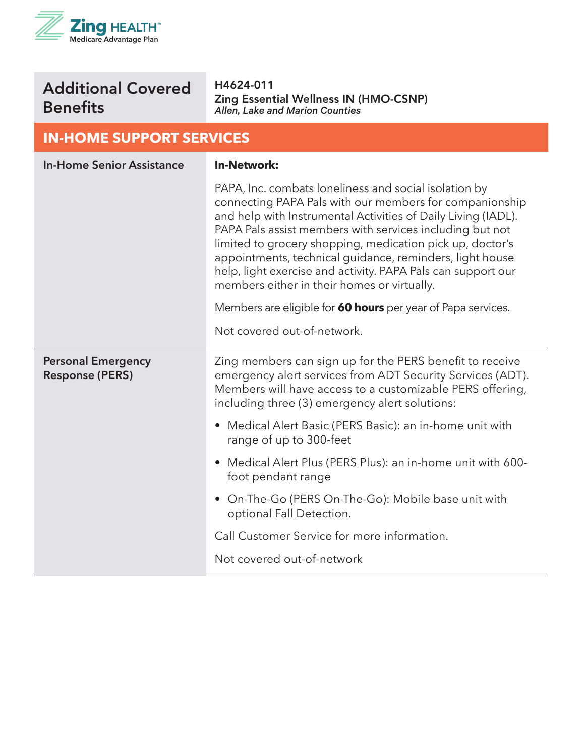## Additional Covered Benefits

**H4624-011**
**Zing Essential Wellness IN (HMO-CSNP)**
***Allen, Lake and Marion Counties***

## IN-HOME SUPPORT SERVICES

| Benefit | Coverage |
|---|---|
| **In-Home Senior Assistance** | **In-Network:**<br><br>PAPA, Inc. combats loneliness and social isolation by connecting PAPA Pals with our members for companionship and help with Instrumental Activities of Daily Living (IADL). PAPA Pals assist members with services including but not limited to grocery shopping, medication pick up, doctor's appointments, technical guidance, reminders, light house help, light exercise and activity. PAPA Pals can support our members either in their homes or virtually.<br><br>Members are eligible for **60 hours** per year of Papa services.<br><br>Not covered out-of-network. |
| **Personal Emergency Response (PERS)** | Zing members can sign up for the PERS benefit to receive emergency alert services from ADT Security Services (ADT). Members will have access to a customizable PERS offering, including three (3) emergency alert solutions:<br><br>• Medical Alert Basic (PERS Basic): an in-home unit with range of up to 300-feet<br>• Medical Alert Plus (PERS Plus): an in-home unit with 600-foot pendant range<br>• On-The-Go (PERS On-The-Go): Mobile base unit with optional Fall Detection.<br><br>Call Customer Service for more information.<br><br>Not covered out-of-network |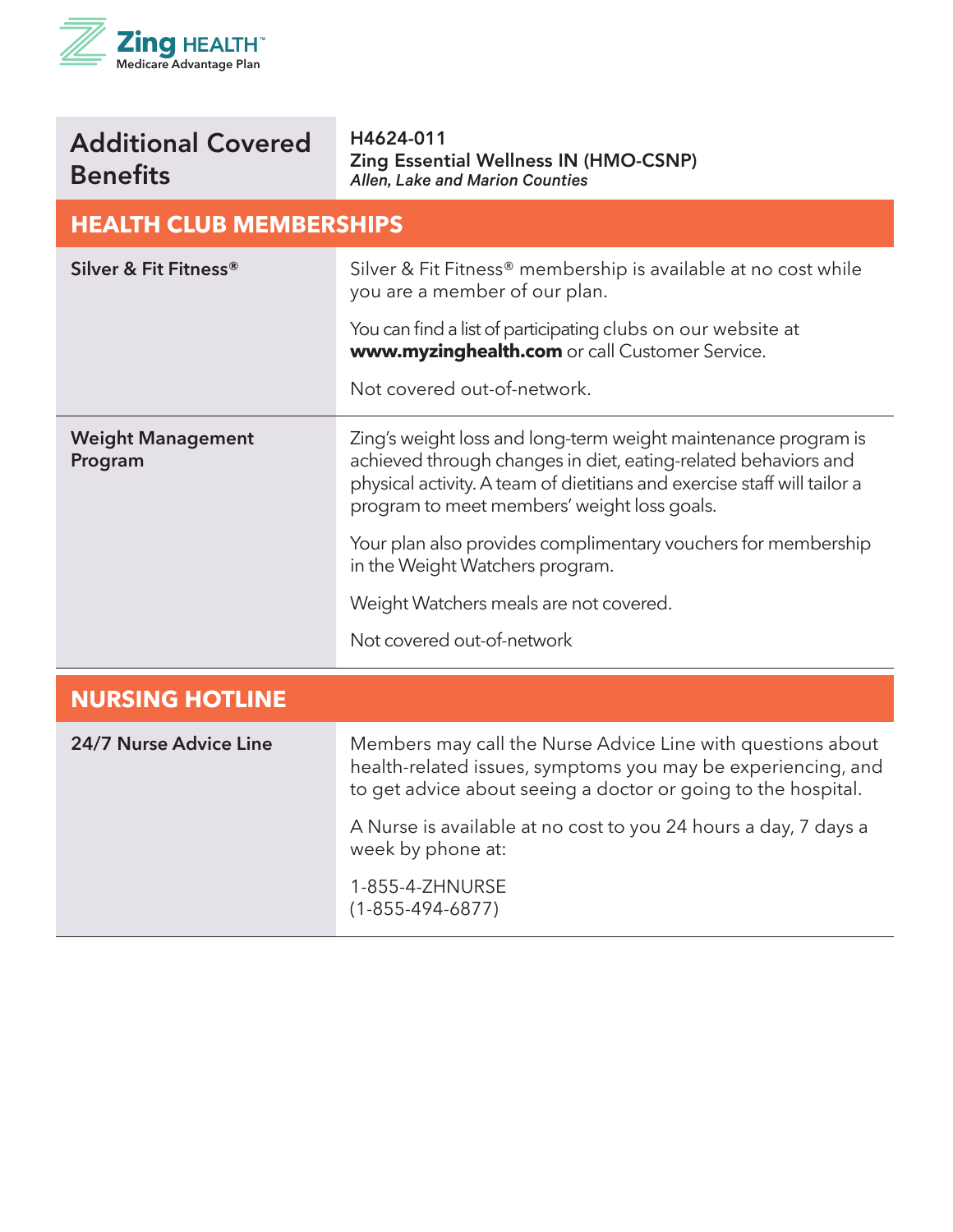# Additional Covered Benefits

**H4624-011**
**Zing Essential Wellness IN (HMO-CSNP)**
***Allen, Lake and Marion Counties***

## HEALTH CLUB MEMBERSHIPS

| | |
|---|---|
| **Silver & Fit Fitness®** | Silver & Fit Fitness® membership is available at no cost while you are a member of our plan.<br><br>You can find a list of participating clubs on our website at **www.myzinghealth.com** or call Customer Service.<br><br>Not covered out-of-network. |
| **Weight Management Program** | Zing's weight loss and long-term weight maintenance program is achieved through changes in diet, eating-related behaviors and physical activity. A team of dietitians and exercise staff will tailor a program to meet members' weight loss goals.<br><br>Your plan also provides complimentary vouchers for membership in the Weight Watchers program.<br><br>Weight Watchers meals are not covered.<br><br>Not covered out-of-network |

## NURSING HOTLINE

| | |
|---|---|
| **24/7 Nurse Advice Line** | Members may call the Nurse Advice Line with questions about health-related issues, symptoms you may be experiencing, and to get advice about seeing a doctor or going to the hospital.<br><br>A Nurse is available at no cost to you 24 hours a day, 7 days a week by phone at:<br><br>1-855-4-ZHNURSE<br>(1-855-494-6877) |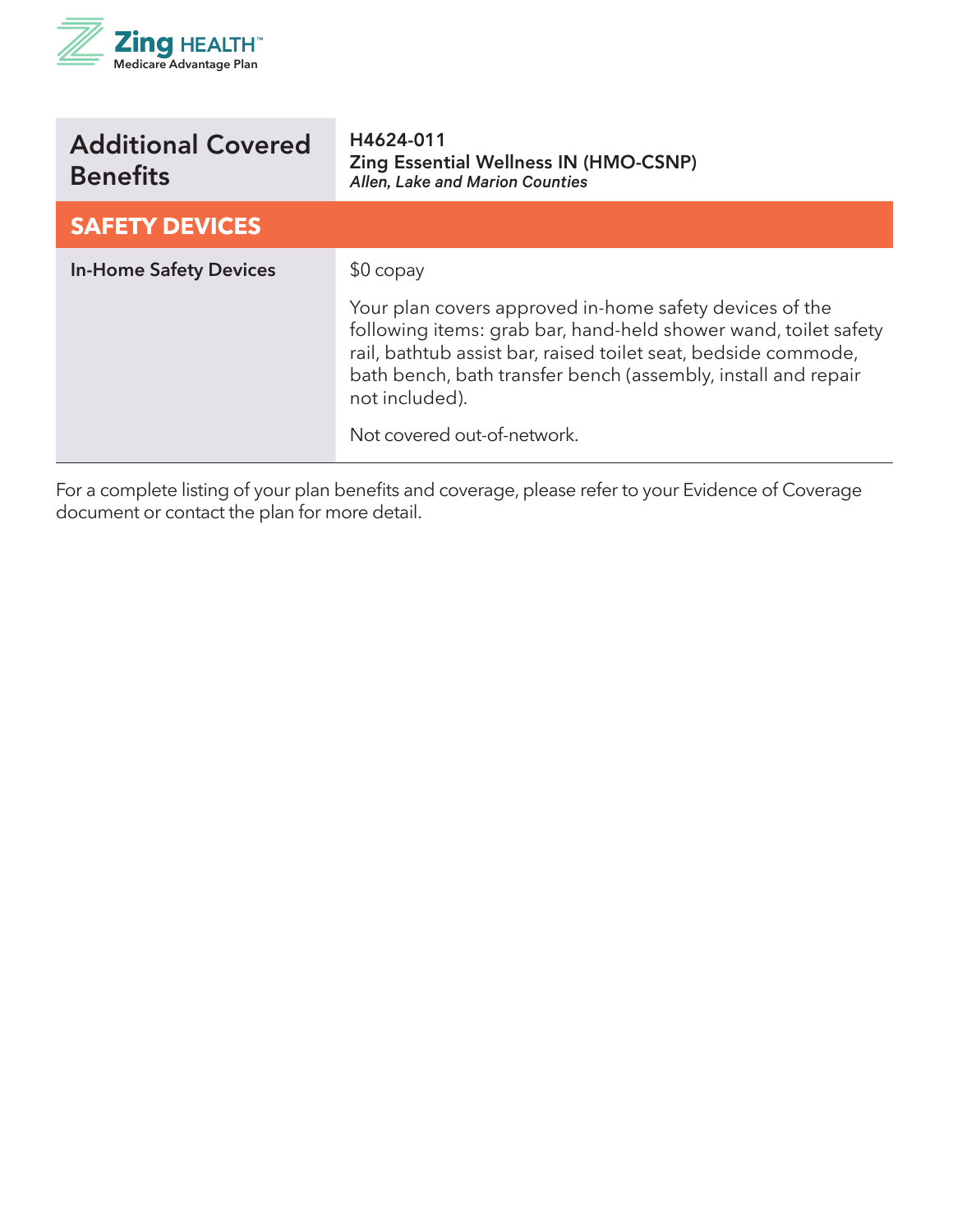Zing HEALTH™
Medicare Advantage Plan

| Additional Covered Benefits | H4624-011<br>**Zing Essential Wellness IN (HMO-CSNP)**<br>*Allen, Lake and Marion Counties* |
|---|---|
| **SAFETY DEVICES** | |
| **In-Home Safety Devices** | $0 copay<br><br>Your plan covers approved in-home safety devices of the following items: grab bar, hand-held shower wand, toilet safety rail, bathtub assist bar, raised toilet seat, bedside commode, bath bench, bath transfer bench (assembly, install and repair not included).<br><br>Not covered out-of-network. |

For a complete listing of your plan benefits and coverage, please refer to your Evidence of Coverage document or contact the plan for more detail.